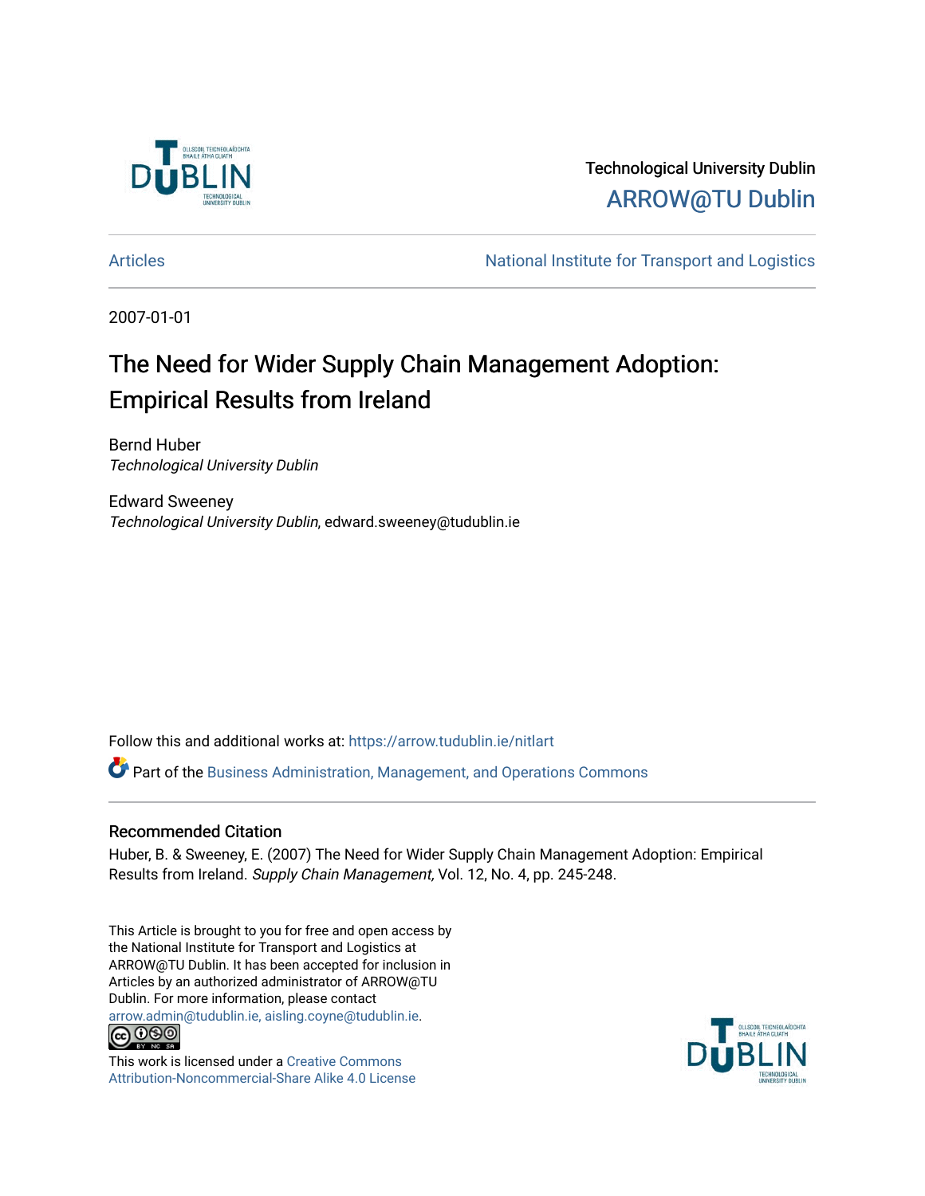Technological University Dublin

ARROW@TU Dublin

Articles

National Institute for Transport and Logistics

2007-01-01

# The Need for Wider Supply Chain Management Adoption: Empirical Results from Ireland

Bernd Huber
*Technological University Dublin*

Edward Sweeney
*Technological University Dublin*, edward.sweeney@tudublin.ie

Follow this and additional works at: https://arrow.tudublin.ie/nitlart

Part of the Business Administration, Management, and Operations Commons

## Recommended Citation

Huber, B. & Sweeney, E. (2007) The Need for Wider Supply Chain Management Adoption: Empirical Results from Ireland. *Supply Chain Management*, Vol. 12, No. 4, pp. 245-248.

This Article is brought to you for free and open access by the National Institute for Transport and Logistics at ARROW@TU Dublin. It has been accepted for inclusion in Articles by an authorized administrator of ARROW@TU Dublin. For more information, please contact arrow.admin@tudublin.ie, aisling.coyne@tudublin.ie.

This work is licensed under a Creative Commons Attribution-Noncommercial-Share Alike 4.0 License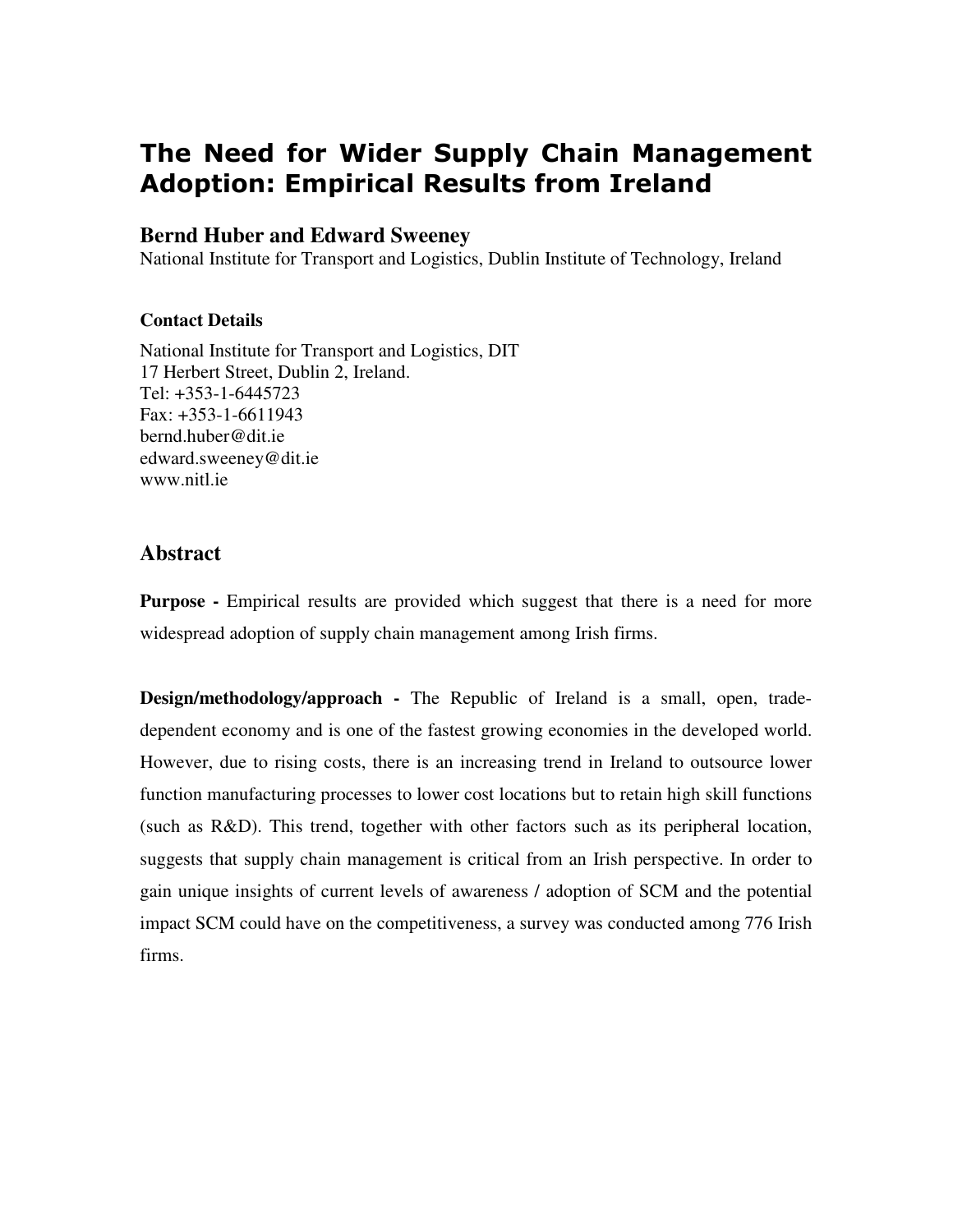# The Need for Wider Supply Chain Management Adoption: Empirical Results from Ireland

**Bernd Huber and Edward Sweeney**
National Institute for Transport and Logistics, Dublin Institute of Technology, Ireland

**Contact Details**

National Institute for Transport and Logistics, DIT
17 Herbert Street, Dublin 2, Ireland.
Tel: +353-1-6445723
Fax: +353-1-6611943
bernd.huber@dit.ie
edward.sweeney@dit.ie
www.nitl.ie

## Abstract

**Purpose -** Empirical results are provided which suggest that there is a need for more widespread adoption of supply chain management among Irish firms.

**Design/methodology/approach -** The Republic of Ireland is a small, open, trade-dependent economy and is one of the fastest growing economies in the developed world. However, due to rising costs, there is an increasing trend in Ireland to outsource lower function manufacturing processes to lower cost locations but to retain high skill functions (such as R&D). This trend, together with other factors such as its peripheral location, suggests that supply chain management is critical from an Irish perspective. In order to gain unique insights of current levels of awareness / adoption of SCM and the potential impact SCM could have on the competitiveness, a survey was conducted among 776 Irish firms.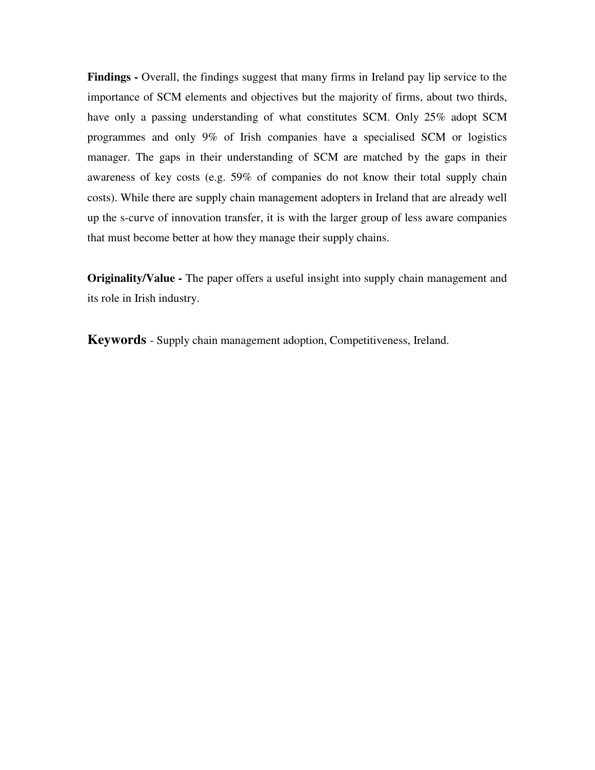**Findings -** Overall, the findings suggest that many firms in Ireland pay lip service to the importance of SCM elements and objectives but the majority of firms, about two thirds, have only a passing understanding of what constitutes SCM. Only 25% adopt SCM programmes and only 9% of Irish companies have a specialised SCM or logistics manager. The gaps in their understanding of SCM are matched by the gaps in their awareness of key costs (e.g. 59% of companies do not know their total supply chain costs). While there are supply chain management adopters in Ireland that are already well up the s-curve of innovation transfer, it is with the larger group of less aware companies that must become better at how they manage their supply chains.

**Originality/Value -** The paper offers a useful insight into supply chain management and its role in Irish industry.

**Keywords** - Supply chain management adoption, Competitiveness, Ireland.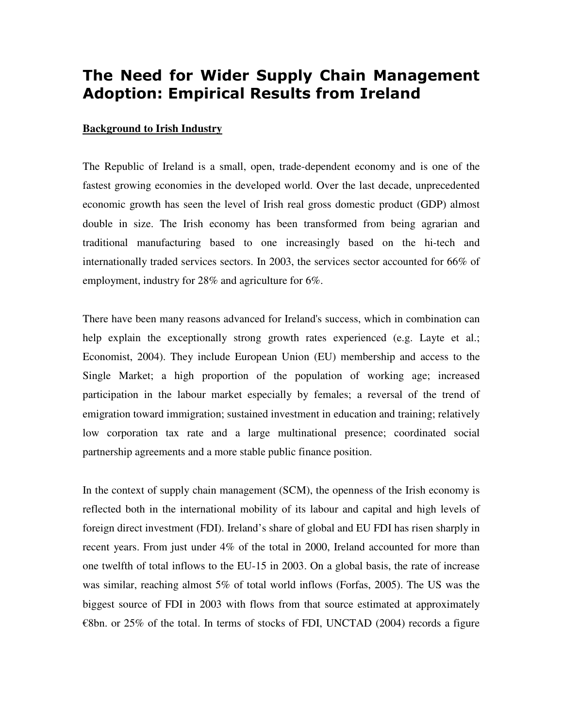# The Need for Wider Supply Chain Management Adoption: Empirical Results from Ireland

**Background to Irish Industry**

The Republic of Ireland is a small, open, trade-dependent economy and is one of the fastest growing economies in the developed world. Over the last decade, unprecedented economic growth has seen the level of Irish real gross domestic product (GDP) almost double in size. The Irish economy has been transformed from being agrarian and traditional manufacturing based to one increasingly based on the hi-tech and internationally traded services sectors. In 2003, the services sector accounted for 66% of employment, industry for 28% and agriculture for 6%.

There have been many reasons advanced for Ireland's success, which in combination can help explain the exceptionally strong growth rates experienced (e.g. Layte et al.; Economist, 2004). They include European Union (EU) membership and access to the Single Market; a high proportion of the population of working age; increased participation in the labour market especially by females; a reversal of the trend of emigration toward immigration; sustained investment in education and training; relatively low corporation tax rate and a large multinational presence; coordinated social partnership agreements and a more stable public finance position.

In the context of supply chain management (SCM), the openness of the Irish economy is reflected both in the international mobility of its labour and capital and high levels of foreign direct investment (FDI). Ireland's share of global and EU FDI has risen sharply in recent years. From just under 4% of the total in 2000, Ireland accounted for more than one twelfth of total inflows to the EU-15 in 2003. On a global basis, the rate of increase was similar, reaching almost 5% of total world inflows (Forfas, 2005). The US was the biggest source of FDI in 2003 with flows from that source estimated at approximately €8bn. or 25% of the total. In terms of stocks of FDI, UNCTAD (2004) records a figure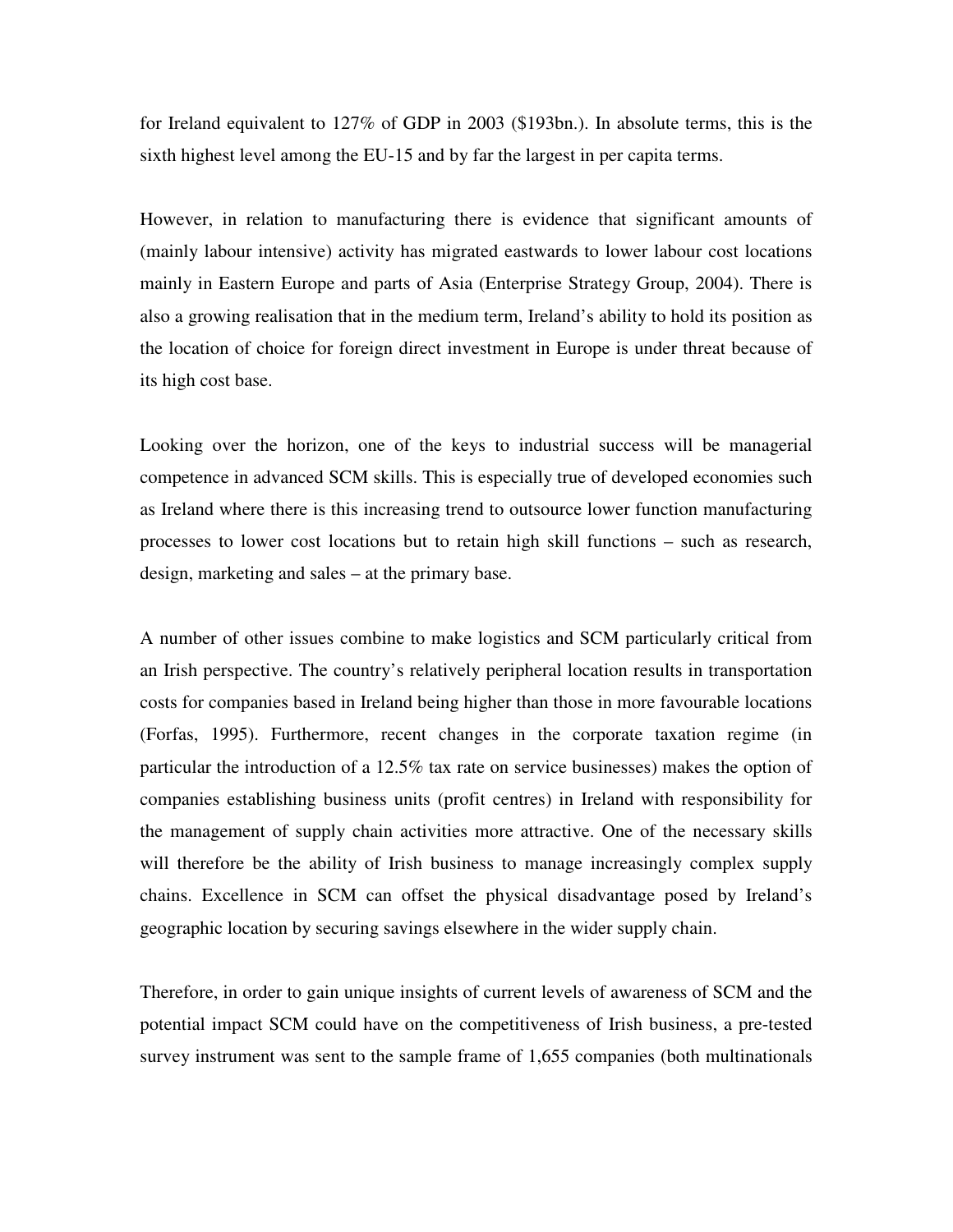for Ireland equivalent to 127% of GDP in 2003 ($193bn.). In absolute terms, this is the sixth highest level among the EU-15 and by far the largest in per capita terms.

However, in relation to manufacturing there is evidence that significant amounts of (mainly labour intensive) activity has migrated eastwards to lower labour cost locations mainly in Eastern Europe and parts of Asia (Enterprise Strategy Group, 2004). There is also a growing realisation that in the medium term, Ireland's ability to hold its position as the location of choice for foreign direct investment in Europe is under threat because of its high cost base.

Looking over the horizon, one of the keys to industrial success will be managerial competence in advanced SCM skills. This is especially true of developed economies such as Ireland where there is this increasing trend to outsource lower function manufacturing processes to lower cost locations but to retain high skill functions – such as research, design, marketing and sales – at the primary base.

A number of other issues combine to make logistics and SCM particularly critical from an Irish perspective. The country's relatively peripheral location results in transportation costs for companies based in Ireland being higher than those in more favourable locations (Forfas, 1995). Furthermore, recent changes in the corporate taxation regime (in particular the introduction of a 12.5% tax rate on service businesses) makes the option of companies establishing business units (profit centres) in Ireland with responsibility for the management of supply chain activities more attractive. One of the necessary skills will therefore be the ability of Irish business to manage increasingly complex supply chains. Excellence in SCM can offset the physical disadvantage posed by Ireland's geographic location by securing savings elsewhere in the wider supply chain.

Therefore, in order to gain unique insights of current levels of awareness of SCM and the potential impact SCM could have on the competitiveness of Irish business, a pre-tested survey instrument was sent to the sample frame of 1,655 companies (both multinationals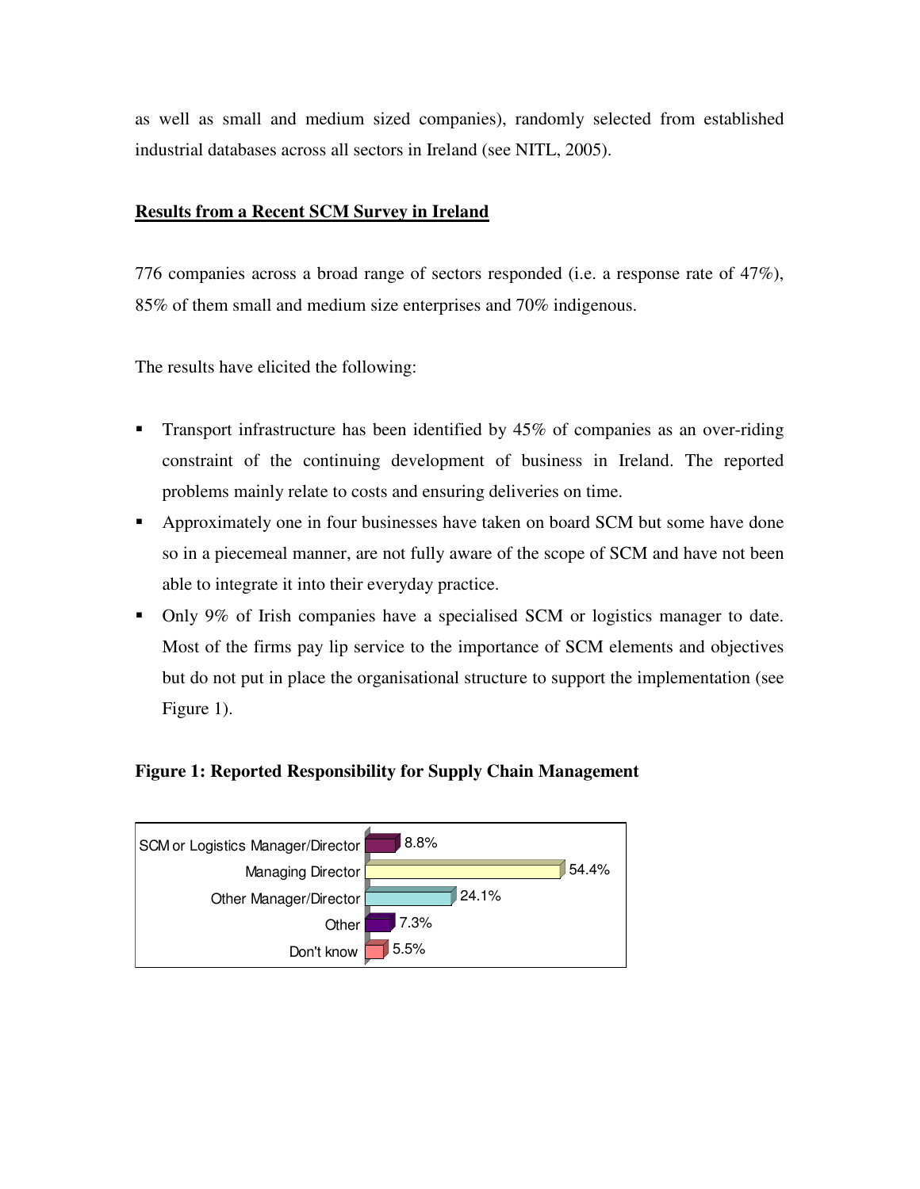as well as small and medium sized companies), randomly selected from established industrial databases across all sectors in Ireland (see NITL, 2005).

**Results from a Recent SCM Survey in Ireland**

776 companies across a broad range of sectors responded (i.e. a response rate of 47%), 85% of them small and medium size enterprises and 70% indigenous.

The results have elicited the following:

- Transport infrastructure has been identified by 45% of companies as an over-riding constraint of the continuing development of business in Ireland. The reported problems mainly relate to costs and ensuring deliveries on time.
- Approximately one in four businesses have taken on board SCM but some have done so in a piecemeal manner, are not fully aware of the scope of SCM and have not been able to integrate it into their everyday practice.
- Only 9% of Irish companies have a specialised SCM or logistics manager to date. Most of the firms pay lip service to the importance of SCM elements and objectives but do not put in place the organisational structure to support the implementation (see Figure 1).

**Figure 1: Reported Responsibility for Supply Chain Management**

| Responsibility | % |
|---|---|
| SCM or Logistics Manager/Director | 8.8% |
| Managing Director | 54.4% |
| Other Manager/Director | 24.1% |
| Other | 7.3% |
| Don't know | 5.5% |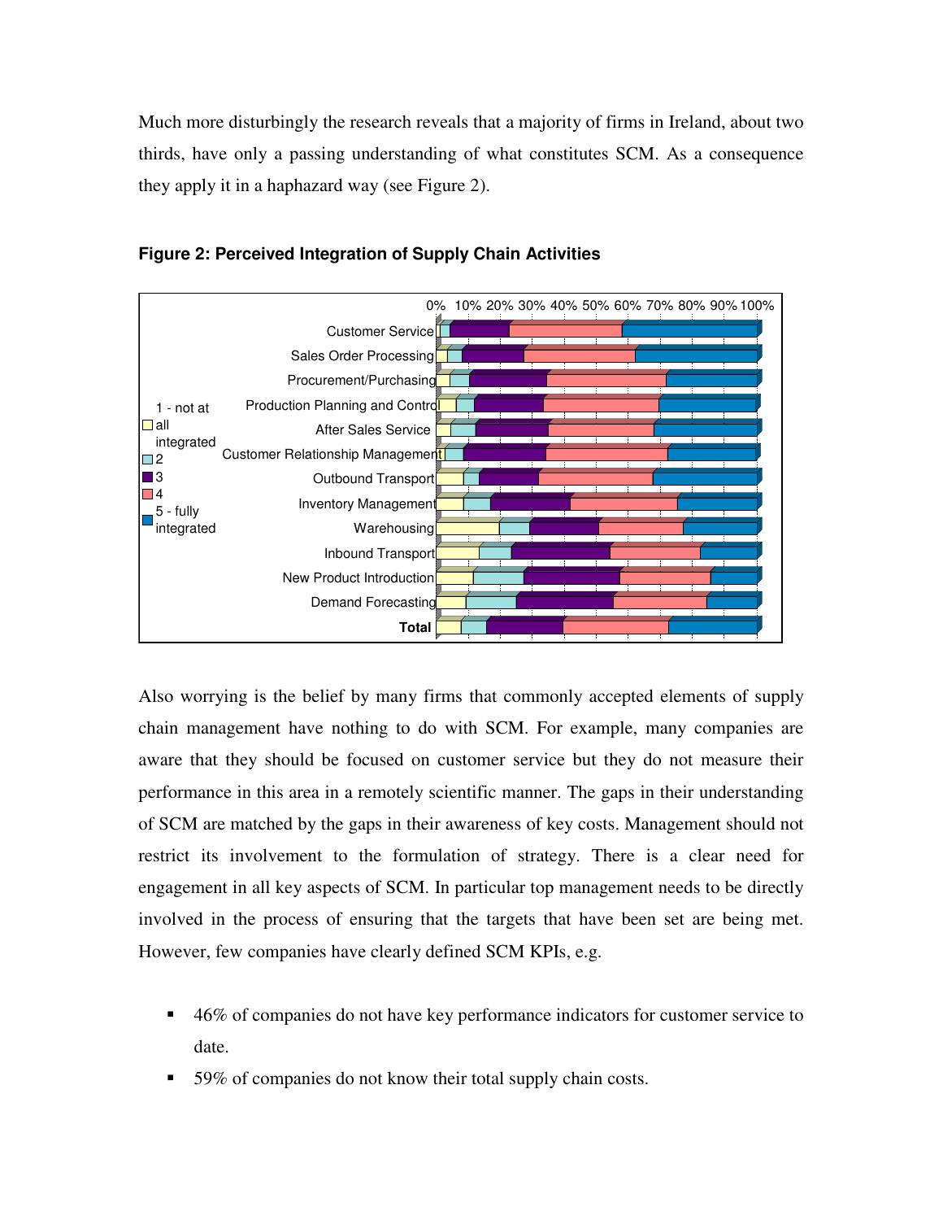Much more disturbingly the research reveals that a majority of firms in Ireland, about two thirds, have only a passing understanding of what constitutes SCM. As a consequence they apply it in a haphazard way (see Figure 2).

**Figure 2: Perceived Integration of Supply Chain Activities**

Also worrying is the belief by many firms that commonly accepted elements of supply chain management have nothing to do with SCM. For example, many companies are aware that they should be focused on customer service but they do not measure their performance in this area in a remotely scientific manner. The gaps in their understanding of SCM are matched by the gaps in their awareness of key costs. Management should not restrict its involvement to the formulation of strategy. There is a clear need for engagement in all key aspects of SCM. In particular top management needs to be directly involved in the process of ensuring that the targets that have been set are being met. However, few companies have clearly defined SCM KPIs, e.g.

- 46% of companies do not have key performance indicators for customer service to date.
- 59% of companies do not know their total supply chain costs.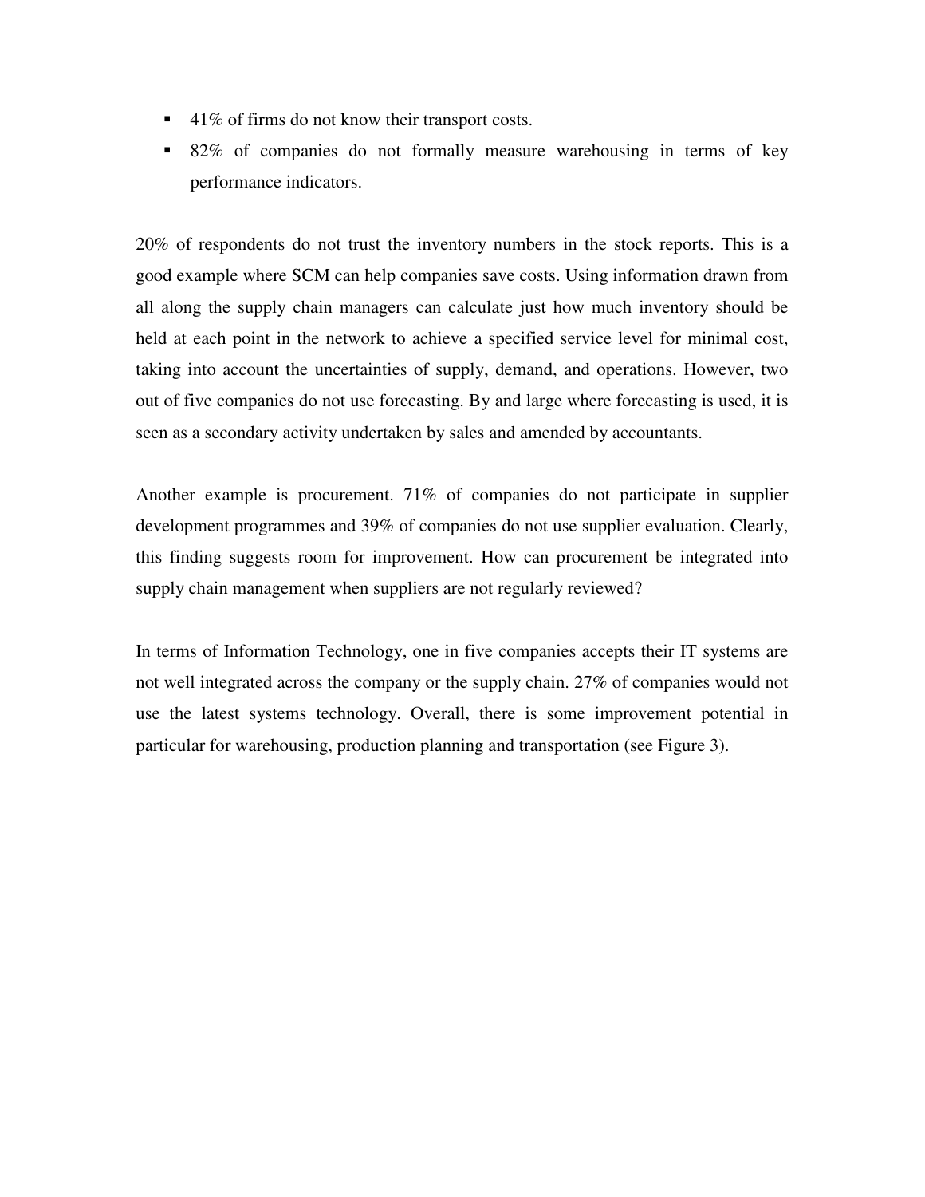- 41% of firms do not know their transport costs.
- 82% of companies do not formally measure warehousing in terms of key performance indicators.

20% of respondents do not trust the inventory numbers in the stock reports. This is a good example where SCM can help companies save costs. Using information drawn from all along the supply chain managers can calculate just how much inventory should be held at each point in the network to achieve a specified service level for minimal cost, taking into account the uncertainties of supply, demand, and operations. However, two out of five companies do not use forecasting. By and large where forecasting is used, it is seen as a secondary activity undertaken by sales and amended by accountants.

Another example is procurement. 71% of companies do not participate in supplier development programmes and 39% of companies do not use supplier evaluation. Clearly, this finding suggests room for improvement. How can procurement be integrated into supply chain management when suppliers are not regularly reviewed?

In terms of Information Technology, one in five companies accepts their IT systems are not well integrated across the company or the supply chain. 27% of companies would not use the latest systems technology. Overall, there is some improvement potential in particular for warehousing, production planning and transportation (see Figure 3).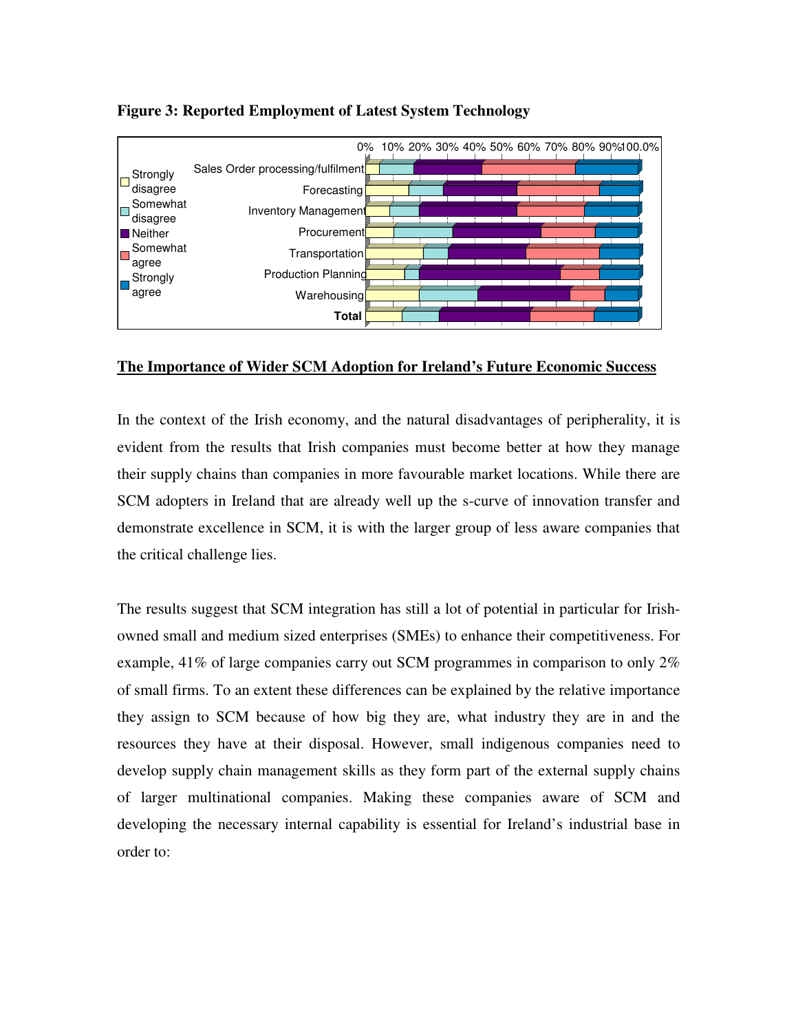**Figure 3: Reported Employment of Latest System Technology**

## The Importance of Wider SCM Adoption for Ireland's Future Economic Success

In the context of the Irish economy, and the natural disadvantages of peripherality, it is evident from the results that Irish companies must become better at how they manage their supply chains than companies in more favourable market locations. While there are SCM adopters in Ireland that are already well up the s-curve of innovation transfer and demonstrate excellence in SCM, it is with the larger group of less aware companies that the critical challenge lies.

The results suggest that SCM integration has still a lot of potential in particular for Irish-owned small and medium sized enterprises (SMEs) to enhance their competitiveness. For example, 41% of large companies carry out SCM programmes in comparison to only 2% of small firms. To an extent these differences can be explained by the relative importance they assign to SCM because of how big they are, what industry they are in and the resources they have at their disposal. However, small indigenous companies need to develop supply chain management skills as they form part of the external supply chains of larger multinational companies. Making these companies aware of SCM and developing the necessary internal capability is essential for Ireland's industrial base in order to: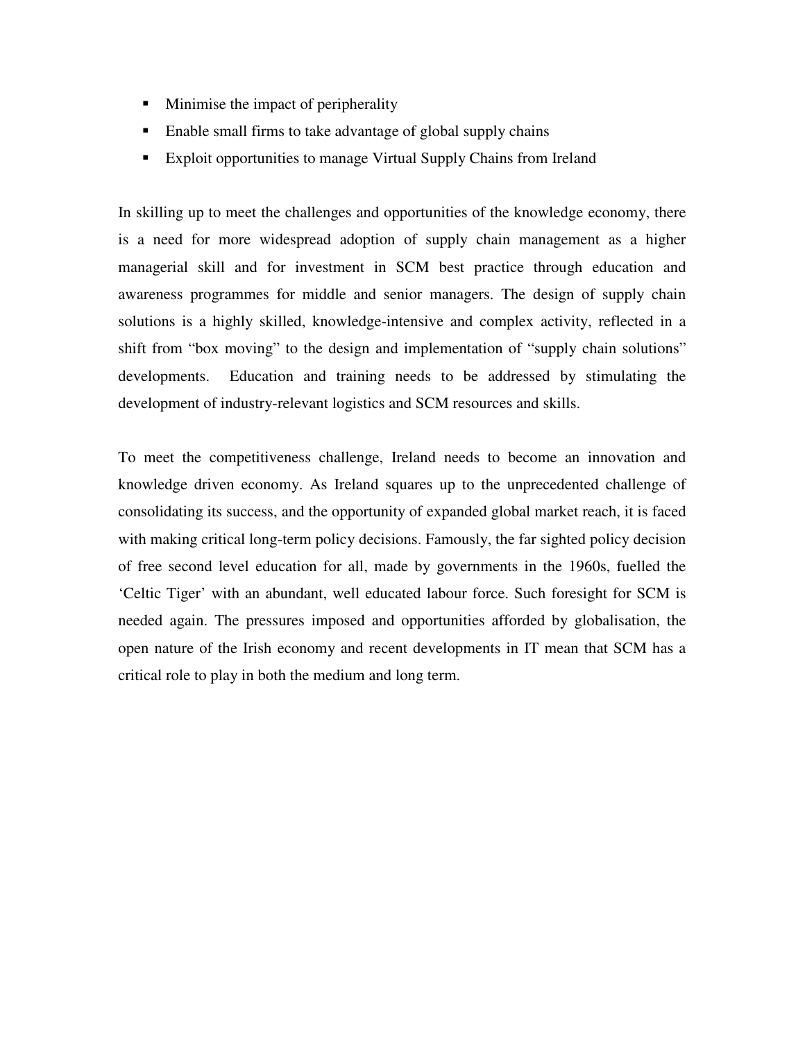- Minimise the impact of peripherality
- Enable small firms to take advantage of global supply chains
- Exploit opportunities to manage Virtual Supply Chains from Ireland

In skilling up to meet the challenges and opportunities of the knowledge economy, there is a need for more widespread adoption of supply chain management as a higher managerial skill and for investment in SCM best practice through education and awareness programmes for middle and senior managers. The design of supply chain solutions is a highly skilled, knowledge-intensive and complex activity, reflected in a shift from "box moving" to the design and implementation of "supply chain solutions" developments. Education and training needs to be addressed by stimulating the development of industry-relevant logistics and SCM resources and skills.

To meet the competitiveness challenge, Ireland needs to become an innovation and knowledge driven economy. As Ireland squares up to the unprecedented challenge of consolidating its success, and the opportunity of expanded global market reach, it is faced with making critical long-term policy decisions. Famously, the far sighted policy decision of free second level education for all, made by governments in the 1960s, fuelled the 'Celtic Tiger' with an abundant, well educated labour force. Such foresight for SCM is needed again. The pressures imposed and opportunities afforded by globalisation, the open nature of the Irish economy and recent developments in IT mean that SCM has a critical role to play in both the medium and long term.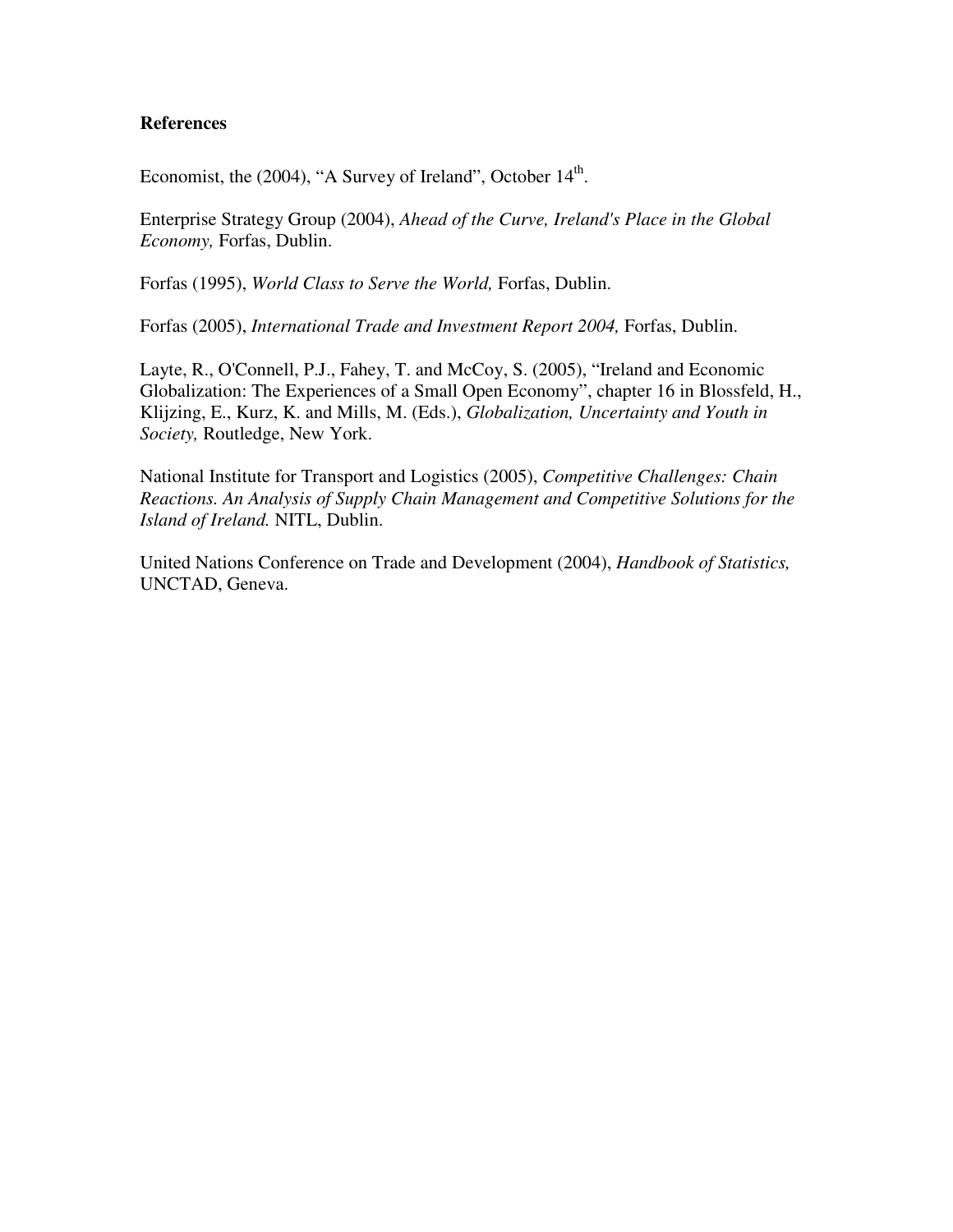## References

Economist, the (2004), "A Survey of Ireland", October 14th.

Enterprise Strategy Group (2004), *Ahead of the Curve, Ireland's Place in the Global Economy,* Forfas, Dublin.

Forfas (1995), *World Class to Serve the World,* Forfas, Dublin.

Forfas (2005), *International Trade and Investment Report 2004,* Forfas, Dublin.

Layte, R., O'Connell, P.J., Fahey, T. and McCoy, S. (2005), "Ireland and Economic Globalization: The Experiences of a Small Open Economy", chapter 16 in Blossfeld, H., Klijzing, E., Kurz, K. and Mills, M. (Eds.), *Globalization, Uncertainty and Youth in Society,* Routledge, New York.

National Institute for Transport and Logistics (2005), *Competitive Challenges: Chain Reactions. An Analysis of Supply Chain Management and Competitive Solutions for the Island of Ireland.* NITL, Dublin.

United Nations Conference on Trade and Development (2004), *Handbook of Statistics,* UNCTAD, Geneva.